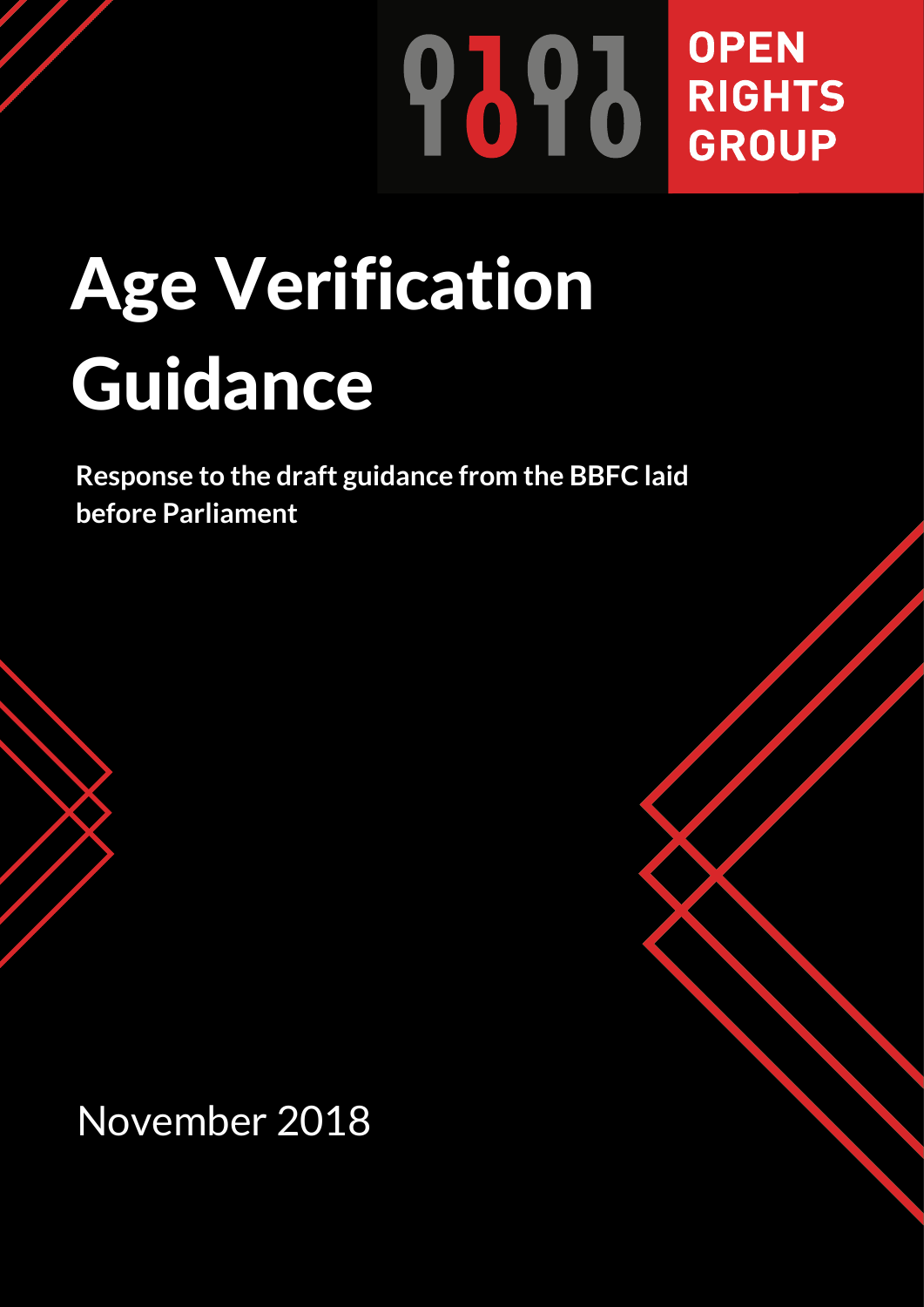OPEN RIGHTS GROUP

# Age Verification Guidance

**Response to the draft guidance from the BBFC laid before Parliament**

November 2018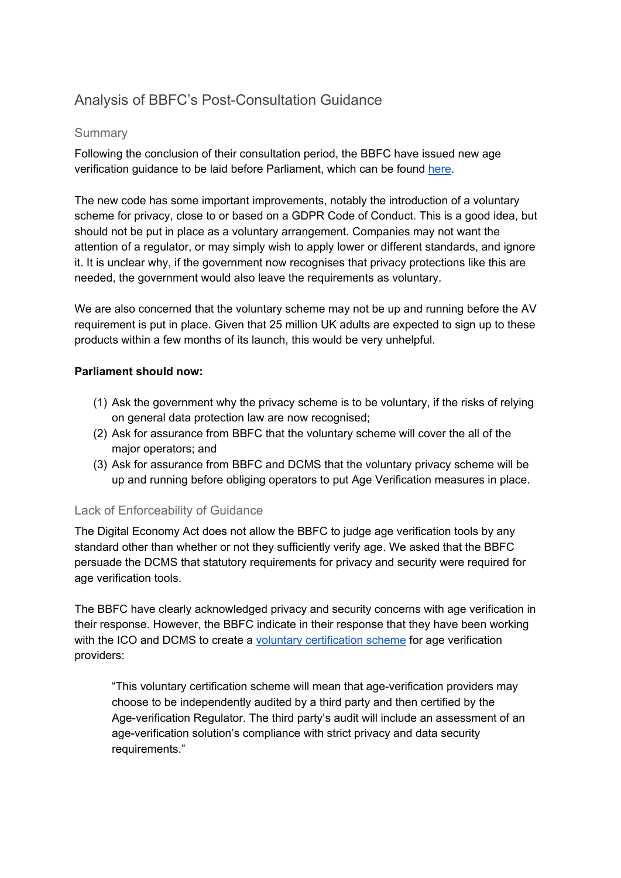# Analysis of BBFC's Post-Consultation Guidance

## Summary

Following the conclusion of their consultation period, the BBFC have issued new age verification guidance to be laid before Parliament, which can be found here.

The new code has some important improvements, notably the introduction of a voluntary scheme for privacy, close to or based on a GDPR Code of Conduct. This is a good idea, but should not be put in place as a voluntary arrangement. Companies may not want the attention of a regulator, or may simply wish to apply lower or different standards, and ignore it. It is unclear why, if the government now recognises that privacy protections like this are needed, the government would also leave the requirements as voluntary.

We are also concerned that the voluntary scheme may not be up and running before the AV requirement is put in place. Given that 25 million UK adults are expected to sign up to these products within a few months of its launch, this would be very unhelpful.

**Parliament should now:**

1. Ask the government why the privacy scheme is to be voluntary, if the risks of relying on general data protection law are now recognised;
2. Ask for assurance from BBFC that the voluntary scheme will cover the all of the major operators; and
3. Ask for assurance from BBFC and DCMS that the voluntary privacy scheme will be up and running before obliging operators to put Age Verification measures in place.

## Lack of Enforceability of Guidance

The Digital Economy Act does not allow the BBFC to judge age verification tools by any standard other than whether or not they sufficiently verify age. We asked that the BBFC persuade the DCMS that statutory requirements for privacy and security were required for age verification tools.

The BBFC have clearly acknowledged privacy and security concerns with age verification in their response. However, the BBFC indicate in their response that they have been working with the ICO and DCMS to create a voluntary certification scheme for age verification providers:

> "This voluntary certification scheme will mean that age-verification providers may choose to be independently audited by a third party and then certified by the Age-verification Regulator. The third party's audit will include an assessment of an age-verification solution's compliance with strict privacy and data security requirements."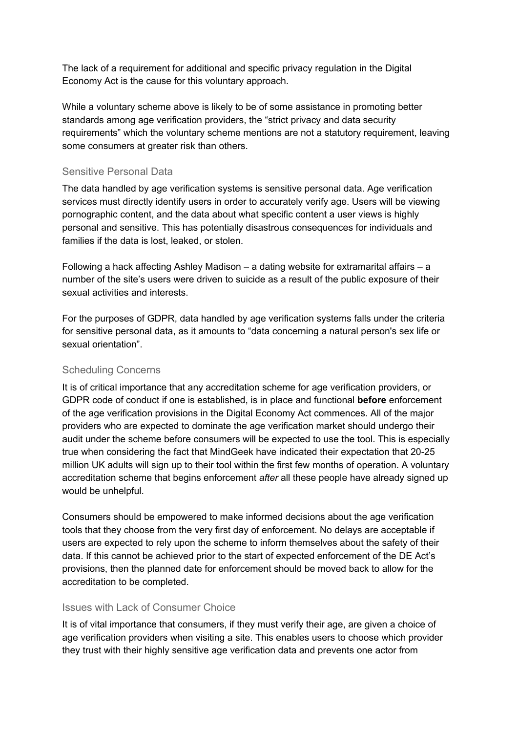The lack of a requirement for additional and specific privacy regulation in the Digital Economy Act is the cause for this voluntary approach.

While a voluntary scheme above is likely to be of some assistance in promoting better standards among age verification providers, the "strict privacy and data security requirements" which the voluntary scheme mentions are not a statutory requirement, leaving some consumers at greater risk than others.

### Sensitive Personal Data

The data handled by age verification systems is sensitive personal data. Age verification services must directly identify users in order to accurately verify age. Users will be viewing pornographic content, and the data about what specific content a user views is highly personal and sensitive. This has potentially disastrous consequences for individuals and families if the data is lost, leaked, or stolen.

Following a hack affecting Ashley Madison – a dating website for extramarital affairs – a number of the site's users were driven to suicide as a result of the public exposure of their sexual activities and interests.

For the purposes of GDPR, data handled by age verification systems falls under the criteria for sensitive personal data, as it amounts to "data concerning a natural person's sex life or sexual orientation".

### Scheduling Concerns

It is of critical importance that any accreditation scheme for age verification providers, or GDPR code of conduct if one is established, is in place and functional **before** enforcement of the age verification provisions in the Digital Economy Act commences. All of the major providers who are expected to dominate the age verification market should undergo their audit under the scheme before consumers will be expected to use the tool. This is especially true when considering the fact that MindGeek have indicated their expectation that 20-25 million UK adults will sign up to their tool within the first few months of operation. A voluntary accreditation scheme that begins enforcement *after* all these people have already signed up would be unhelpful.

Consumers should be empowered to make informed decisions about the age verification tools that they choose from the very first day of enforcement. No delays are acceptable if users are expected to rely upon the scheme to inform themselves about the safety of their data. If this cannot be achieved prior to the start of expected enforcement of the DE Act's provisions, then the planned date for enforcement should be moved back to allow for the accreditation to be completed.

### Issues with Lack of Consumer Choice

It is of vital importance that consumers, if they must verify their age, are given a choice of age verification providers when visiting a site. This enables users to choose which provider they trust with their highly sensitive age verification data and prevents one actor from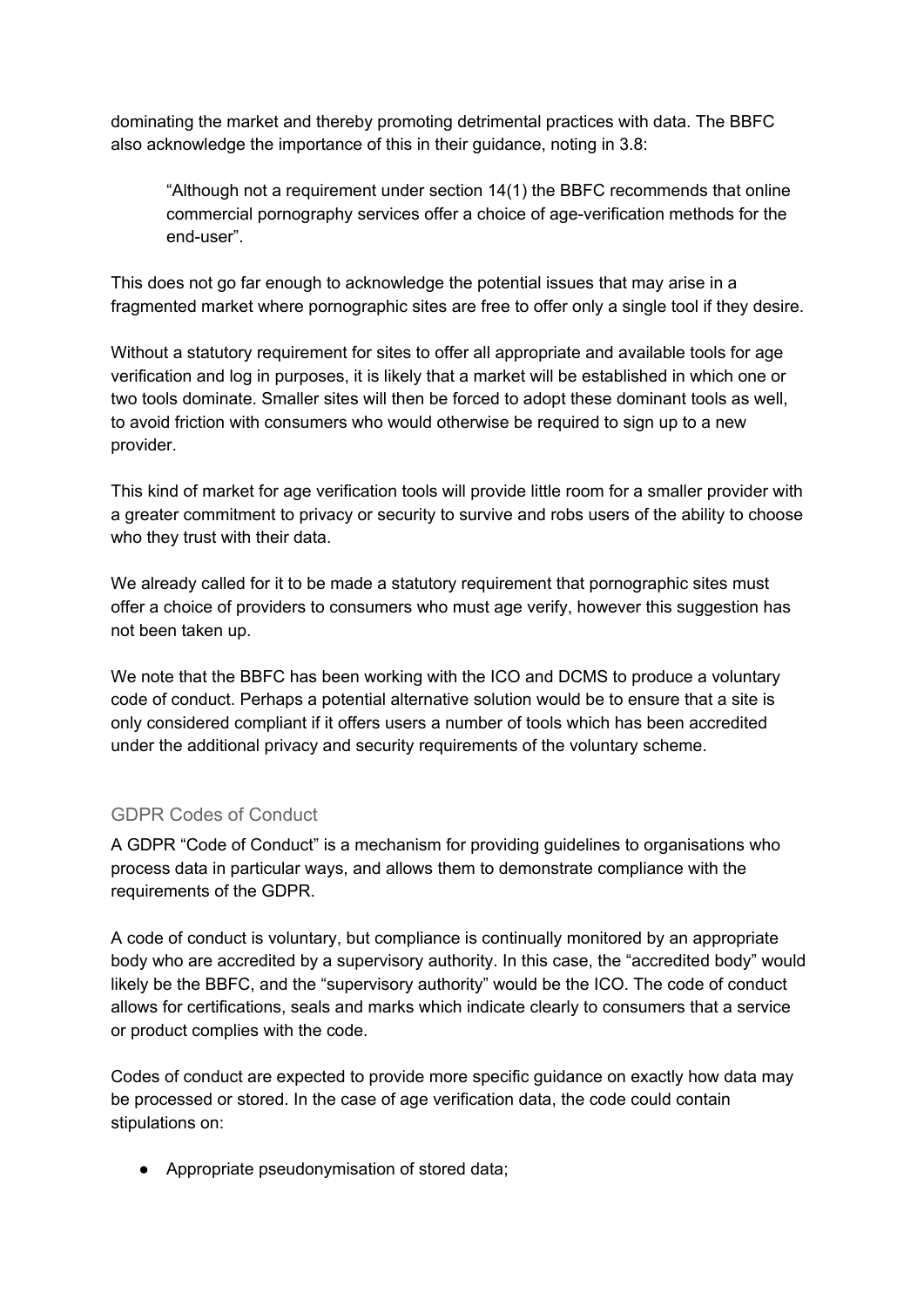dominating the market and thereby promoting detrimental practices with data. The BBFC also acknowledge the importance of this in their guidance, noting in 3.8:

> "Although not a requirement under section 14(1) the BBFC recommends that online commercial pornography services offer a choice of age-verification methods for the end-user".

This does not go far enough to acknowledge the potential issues that may arise in a fragmented market where pornographic sites are free to offer only a single tool if they desire.

Without a statutory requirement for sites to offer all appropriate and available tools for age verification and log in purposes, it is likely that a market will be established in which one or two tools dominate. Smaller sites will then be forced to adopt these dominant tools as well, to avoid friction with consumers who would otherwise be required to sign up to a new provider.

This kind of market for age verification tools will provide little room for a smaller provider with a greater commitment to privacy or security to survive and robs users of the ability to choose who they trust with their data.

We already called for it to be made a statutory requirement that pornographic sites must offer a choice of providers to consumers who must age verify, however this suggestion has not been taken up.

We note that the BBFC has been working with the ICO and DCMS to produce a voluntary code of conduct. Perhaps a potential alternative solution would be to ensure that a site is only considered compliant if it offers users a number of tools which has been accredited under the additional privacy and security requirements of the voluntary scheme.

## GDPR Codes of Conduct

A GDPR "Code of Conduct" is a mechanism for providing guidelines to organisations who process data in particular ways, and allows them to demonstrate compliance with the requirements of the GDPR.

A code of conduct is voluntary, but compliance is continually monitored by an appropriate body who are accredited by a supervisory authority. In this case, the "accredited body" would likely be the BBFC, and the "supervisory authority" would be the ICO. The code of conduct allows for certifications, seals and marks which indicate clearly to consumers that a service or product complies with the code.

Codes of conduct are expected to provide more specific guidance on exactly how data may be processed or stored. In the case of age verification data, the code could contain stipulations on:

- Appropriate pseudonymisation of stored data;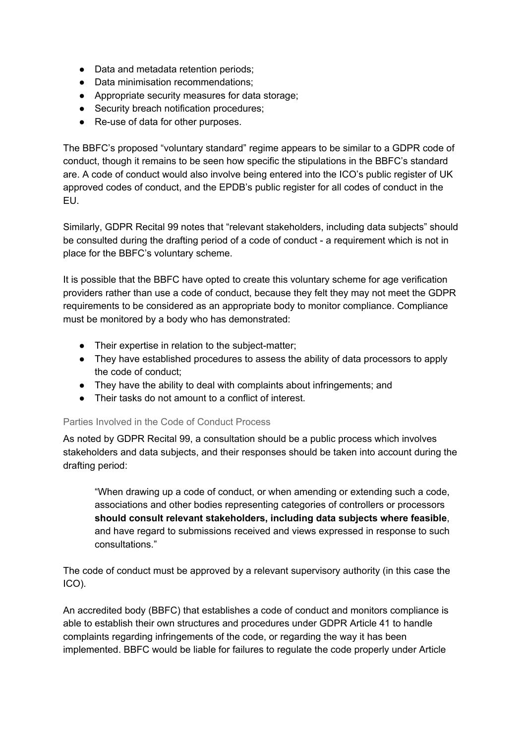- Data and metadata retention periods;
- Data minimisation recommendations;
- Appropriate security measures for data storage;
- Security breach notification procedures;
- Re-use of data for other purposes.

The BBFC's proposed "voluntary standard" regime appears to be similar to a GDPR code of conduct, though it remains to be seen how specific the stipulations in the BBFC's standard are. A code of conduct would also involve being entered into the ICO's public register of UK approved codes of conduct, and the EPDB's public register for all codes of conduct in the EU.

Similarly, GDPR Recital 99 notes that "relevant stakeholders, including data subjects" should be consulted during the drafting period of a code of conduct - a requirement which is not in place for the BBFC's voluntary scheme.

It is possible that the BBFC have opted to create this voluntary scheme for age verification providers rather than use a code of conduct, because they felt they may not meet the GDPR requirements to be considered as an appropriate body to monitor compliance. Compliance must be monitored by a body who has demonstrated:

- Their expertise in relation to the subject-matter;
- They have established procedures to assess the ability of data processors to apply the code of conduct;
- They have the ability to deal with complaints about infringements; and
- Their tasks do not amount to a conflict of interest.

### Parties Involved in the Code of Conduct Process

As noted by GDPR Recital 99, a consultation should be a public process which involves stakeholders and data subjects, and their responses should be taken into account during the drafting period:

> "When drawing up a code of conduct, or when amending or extending such a code, associations and other bodies representing categories of controllers or processors **should consult relevant stakeholders, including data subjects where feasible**, and have regard to submissions received and views expressed in response to such consultations."

The code of conduct must be approved by a relevant supervisory authority (in this case the ICO).

An accredited body (BBFC) that establishes a code of conduct and monitors compliance is able to establish their own structures and procedures under GDPR Article 41 to handle complaints regarding infringements of the code, or regarding the way it has been implemented. BBFC would be liable for failures to regulate the code properly under Article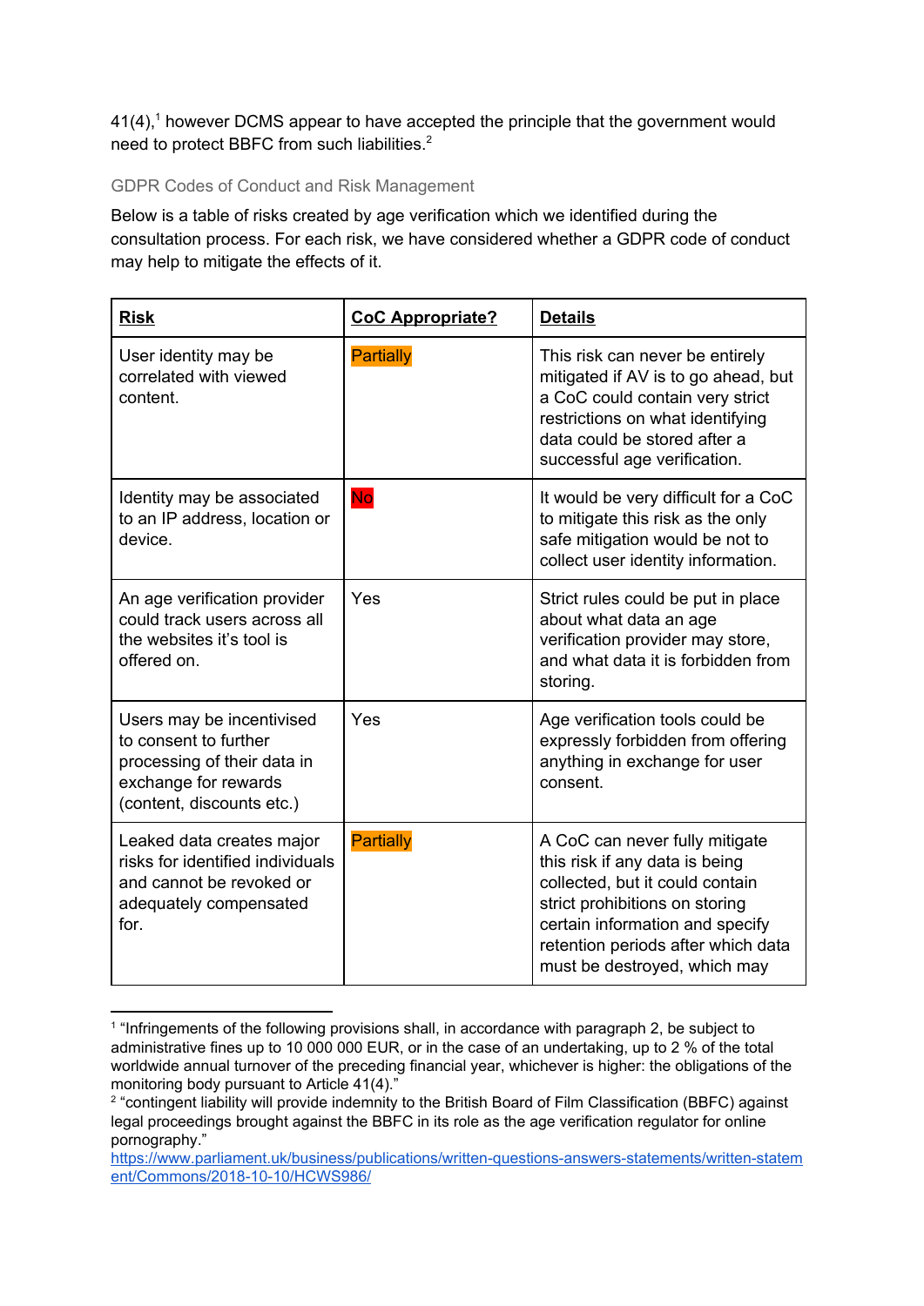41(4),[1] however DCMS appear to have accepted the principle that the government would need to protect BBFC from such liabilities.[2]

### GDPR Codes of Conduct and Risk Management

Below is a table of risks created by age verification which we identified during the consultation process. For each risk, we have considered whether a GDPR code of conduct may help to mitigate the effects of it.

| **Risk** | **CoC Appropriate?** | **Details** |
|---|---|---|
| User identity may be correlated with viewed content. | Partially | This risk can never be entirely mitigated if AV is to go ahead, but a CoC could contain very strict restrictions on what identifying data could be stored after a successful age verification. |
| Identity may be associated to an IP address, location or device. | No | It would be very difficult for a CoC to mitigate this risk as the only safe mitigation would be not to collect user identity information. |
| An age verification provider could track users across all the websites it's tool is offered on. | Yes | Strict rules could be put in place about what data an age verification provider may store, and what data it is forbidden from storing. |
| Users may be incentivised to consent to further processing of their data in exchange for rewards (content, discounts etc.) | Yes | Age verification tools could be expressly forbidden from offering anything in exchange for user consent. |
| Leaked data creates major risks for identified individuals and cannot be revoked or adequately compensated for. | Partially | A CoC can never fully mitigate this risk if any data is being collected, but it could contain strict prohibitions on storing certain information and specify retention periods after which data must be destroyed, which may |

[1] "Infringements of the following provisions shall, in accordance with paragraph 2, be subject to administrative fines up to 10 000 000 EUR, or in the case of an undertaking, up to 2 % of the total worldwide annual turnover of the preceding financial year, whichever is higher: the obligations of the monitoring body pursuant to Article 41(4)."

[2] "contingent liability will provide indemnity to the British Board of Film Classification (BBFC) against legal proceedings brought against the BBFC in its role as the age verification regulator for online pornography." https://www.parliament.uk/business/publications/written-questions-answers-statements/written-statement/Commons/2018-10-10/HCWS986/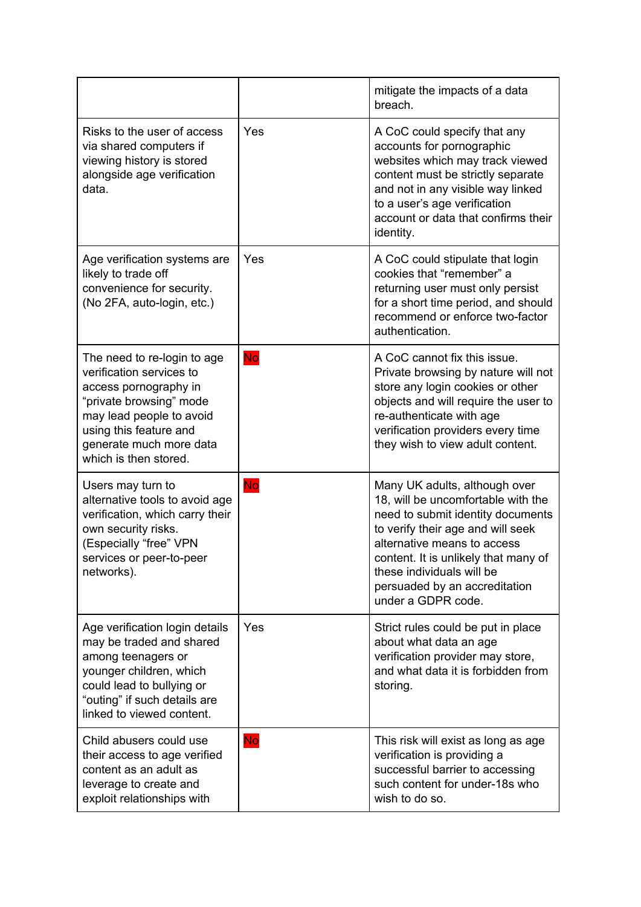| | | |
|---|---|---|
| | | mitigate the impacts of a data breach. |
| Risks to the user of access via shared computers if viewing history is stored alongside age verification data. | Yes | A CoC could specify that any accounts for pornographic websites which may track viewed content must be strictly separate and not in any visible way linked to a user's age verification account or data that confirms their identity. |
| Age verification systems are likely to trade off convenience for security. (No 2FA, auto-login, etc.) | Yes | A CoC could stipulate that login cookies that "remember" a returning user must only persist for a short time period, and should recommend or enforce two-factor authentication. |
| The need to re-login to age verification services to access pornography in "private browsing" mode may lead people to avoid using this feature and generate much more data which is then stored. | No | A CoC cannot fix this issue. Private browsing by nature will not store any login cookies or other objects and will require the user to re-authenticate with age verification providers every time they wish to view adult content. |
| Users may turn to alternative tools to avoid age verification, which carry their own security risks. (Especially "free" VPN services or peer-to-peer networks). | No | Many UK adults, although over 18, will be uncomfortable with the need to submit identity documents to verify their age and will seek alternative means to access content. It is unlikely that many of these individuals will be persuaded by an accreditation under a GDPR code. |
| Age verification login details may be traded and shared among teenagers or younger children, which could lead to bullying or "outing" if such details are linked to viewed content. | Yes | Strict rules could be put in place about what data an age verification provider may store, and what data it is forbidden from storing. |
| Child abusers could use their access to age verified content as an adult as leverage to create and exploit relationships with | No | This risk will exist as long as age verification is providing a successful barrier to accessing such content for under-18s who wish to do so. |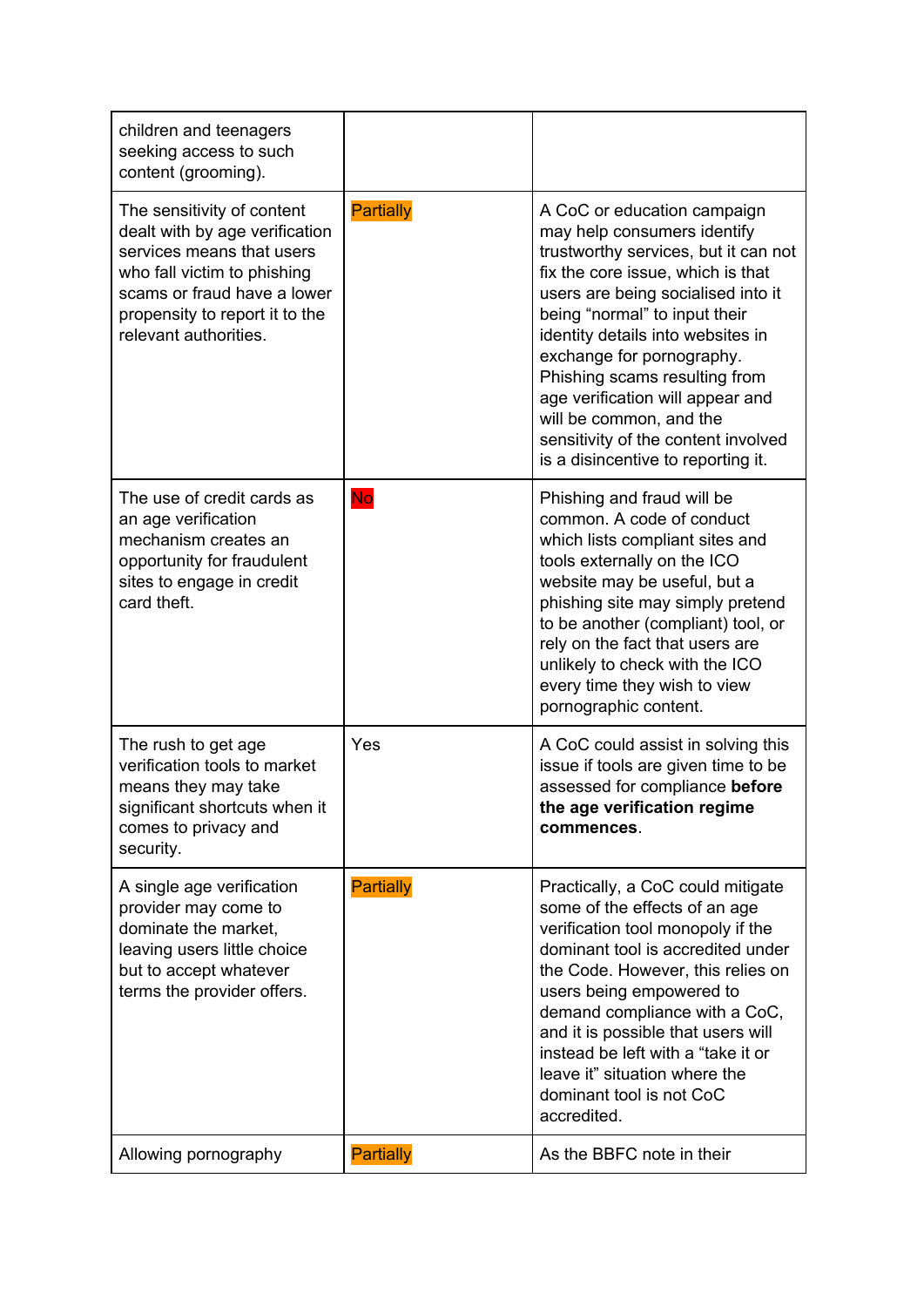| | | |
|---|---|---|
| children and teenagers seeking access to such content (grooming). | | |
| The sensitivity of content dealt with by age verification services means that users who fall victim to phishing scams or fraud have a lower propensity to report it to the relevant authorities. | Partially | A CoC or education campaign may help consumers identify trustworthy services, but it can not fix the core issue, which is that users are being socialised into it being "normal" to input their identity details into websites in exchange for pornography. Phishing scams resulting from age verification will appear and will be common, and the sensitivity of the content involved is a disincentive to reporting it. |
| The use of credit cards as an age verification mechanism creates an opportunity for fraudulent sites to engage in credit card theft. | No | Phishing and fraud will be common. A code of conduct which lists compliant sites and tools externally on the ICO website may be useful, but a phishing site may simply pretend to be another (compliant) tool, or rely on the fact that users are unlikely to check with the ICO every time they wish to view pornographic content. |
| The rush to get age verification tools to market means they may take significant shortcuts when it comes to privacy and security. | Yes | A CoC could assist in solving this issue if tools are given time to be assessed for compliance **before the age verification regime commences**. |
| A single age verification provider may come to dominate the market, leaving users little choice but to accept whatever terms the provider offers. | Partially | Practically, a CoC could mitigate some of the effects of an age verification tool monopoly if the dominant tool is accredited under the Code. However, this relies on users being empowered to demand compliance with a CoC, and it is possible that users will instead be left with a "take it or leave it" situation where the dominant tool is not CoC accredited. |
| Allowing pornography | Partially | As the BBFC note in their |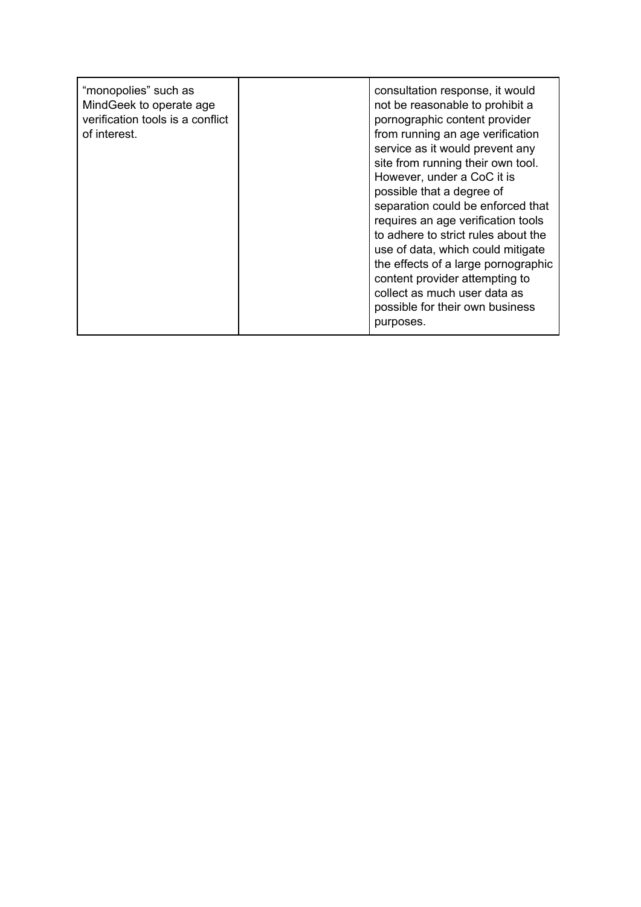| | | |
|---|---|---|
| “monopolies” such as MindGeek to operate age verification tools is a conflict of interest. | | consultation response, it would not be reasonable to prohibit a pornographic content provider from running an age verification service as it would prevent any site from running their own tool. However, under a CoC it is possible that a degree of separation could be enforced that requires an age verification tools to adhere to strict rules about the use of data, which could mitigate the effects of a large pornographic content provider attempting to collect as much user data as possible for their own business purposes. |